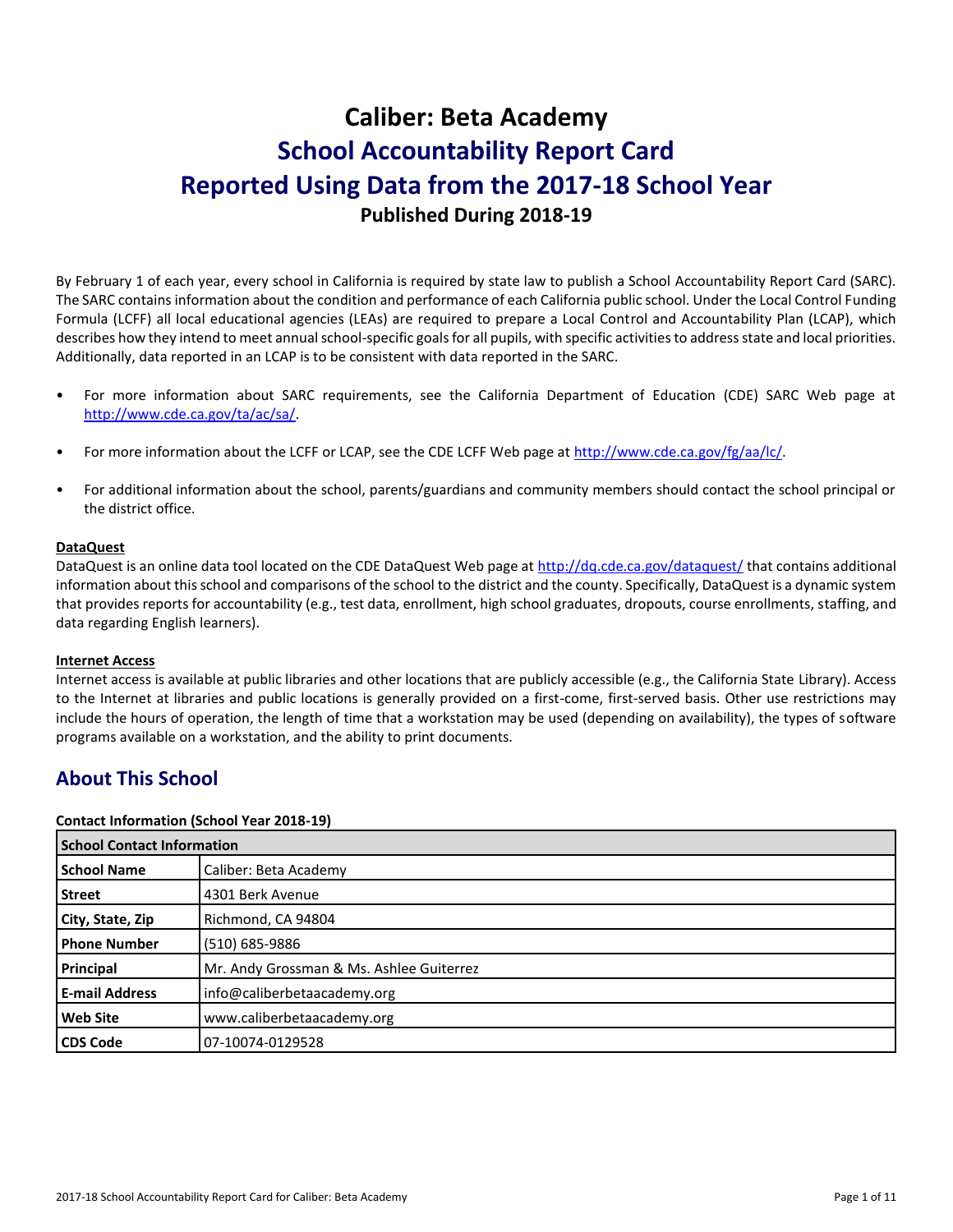# Caliber: Beta Academy

# School Accountability Report Card

# Reported Using Data from the 2017-18 School Year

**Published During 2018-19**

By February 1 of each year, every school in California is required by state law to publish a School Accountability Report Card (SARC). The SARC contains information about the condition and performance of each California public school. Under the Local Control Funding Formula (LCFF) all local educational agencies (LEAs) are required to prepare a Local Control and Accountability Plan (LCAP), which describes how they intend to meet annual school-specific goals for all pupils, with specific activities to address state and local priorities. Additionally, data reported in an LCAP is to be consistent with data reported in the SARC.

- For more information about SARC requirements, see the California Department of Education (CDE) SARC Web page at http://www.cde.ca.gov/ta/ac/sa/.
- For more information about the LCFF or LCAP, see the CDE LCFF Web page at http://www.cde.ca.gov/fg/aa/lc/.
- For additional information about the school, parents/guardians and community members should contact the school principal or the district office.

**DataQuest**

DataQuest is an online data tool located on the CDE DataQuest Web page at http://dq.cde.ca.gov/dataquest/ that contains additional information about this school and comparisons of the school to the district and the county. Specifically, DataQuest is a dynamic system that provides reports for accountability (e.g., test data, enrollment, high school graduates, dropouts, course enrollments, staffing, and data regarding English learners).

**Internet Access**

Internet access is available at public libraries and other locations that are publicly accessible (e.g., the California State Library). Access to the Internet at libraries and public locations is generally provided on a first-come, first-served basis. Other use restrictions may include the hours of operation, the length of time that a workstation may be used (depending on availability), the types of software programs available on a workstation, and the ability to print documents.

## About This School

**Contact Information (School Year 2018-19)**

| School Contact Information | |
|---|---|
| **School Name** | Caliber: Beta Academy |
| **Street** | 4301 Berk Avenue |
| **City, State, Zip** | Richmond, CA 94804 |
| **Phone Number** | (510) 685-9886 |
| **Principal** | Mr. Andy Grossman & Ms. Ashlee Guiterrez |
| **E-mail Address** | info@caliberbetaacademy.org |
| **Web Site** | www.caliberbetaacademy.org |
| **CDS Code** | 07-10074-0129528 |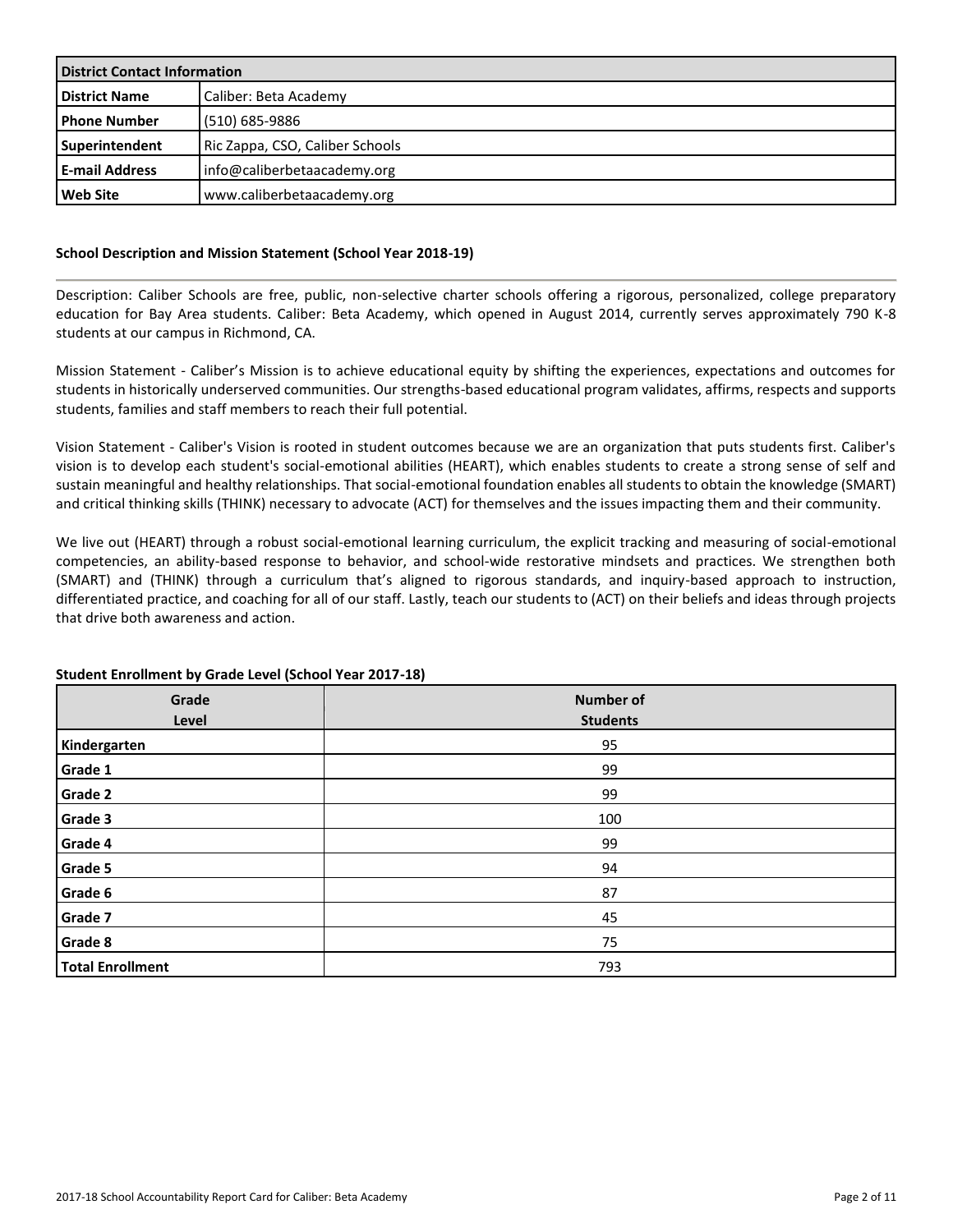| District Contact Information | |
|---|---|
| **District Name** | Caliber: Beta Academy |
| **Phone Number** | (510) 685-9886 |
| **Superintendent** | Ric Zappa, CSO, Caliber Schools |
| **E-mail Address** | info@caliberbetaacademy.org |
| **Web Site** | www.caliberbetaacademy.org |

### School Description and Mission Statement (School Year 2018-19)

Description: Caliber Schools are free, public, non-selective charter schools offering a rigorous, personalized, college preparatory education for Bay Area students. Caliber: Beta Academy, which opened in August 2014, currently serves approximately 790 K-8 students at our campus in Richmond, CA.

Mission Statement - Caliber's Mission is to achieve educational equity by shifting the experiences, expectations and outcomes for students in historically underserved communities. Our strengths-based educational program validates, affirms, respects and supports students, families and staff members to reach their full potential.

Vision Statement - Caliber's Vision is rooted in student outcomes because we are an organization that puts students first. Caliber's vision is to develop each student's social-emotional abilities (HEART), which enables students to create a strong sense of self and sustain meaningful and healthy relationships. That social-emotional foundation enables all students to obtain the knowledge (SMART) and critical thinking skills (THINK) necessary to advocate (ACT) for themselves and the issues impacting them and their community.

We live out (HEART) through a robust social-emotional learning curriculum, the explicit tracking and measuring of social-emotional competencies, an ability-based response to behavior, and school-wide restorative mindsets and practices. We strengthen both (SMART) and (THINK) through a curriculum that's aligned to rigorous standards, and inquiry-based approach to instruction, differentiated practice, and coaching for all of our staff. Lastly, teach our students to (ACT) on their beliefs and ideas through projects that drive both awareness and action.

### Student Enrollment by Grade Level (School Year 2017-18)

| Grade Level | Number of Students |
|---|---|
| **Kindergarten** | 95 |
| **Grade 1** | 99 |
| **Grade 2** | 99 |
| **Grade 3** | 100 |
| **Grade 4** | 99 |
| **Grade 5** | 94 |
| **Grade 6** | 87 |
| **Grade 7** | 45 |
| **Grade 8** | 75 |
| **Total Enrollment** | 793 |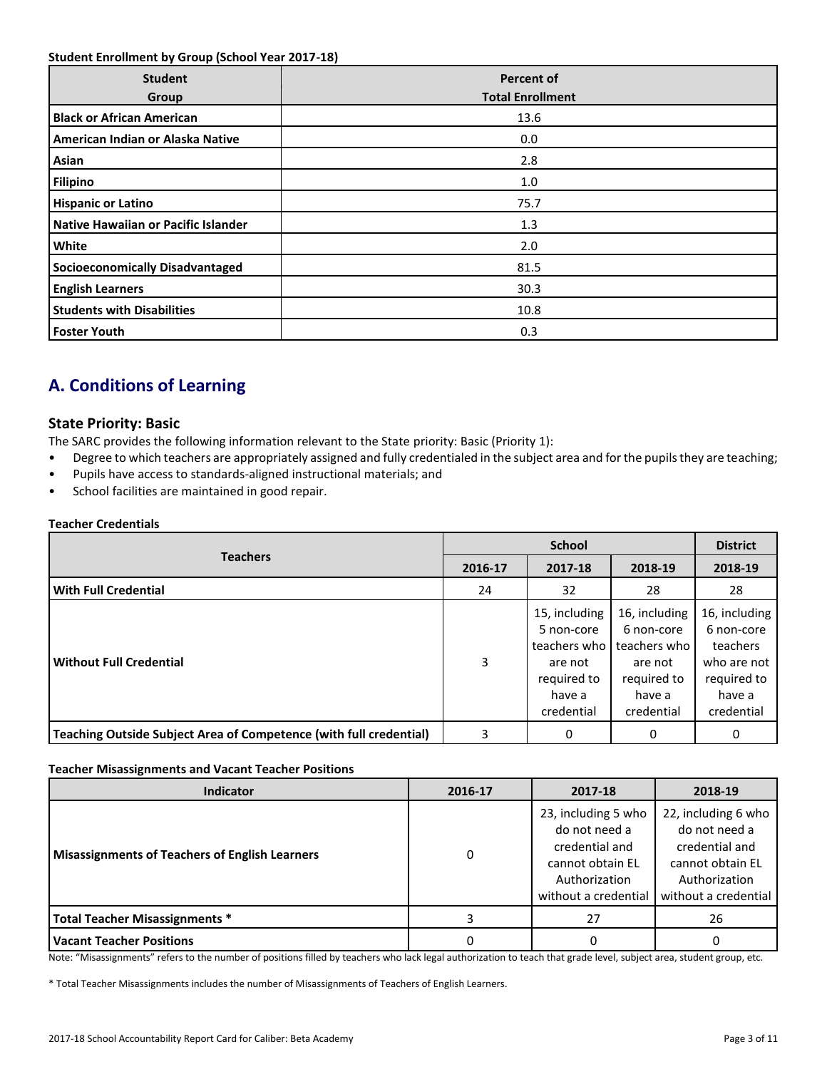**Student Enrollment by Group (School Year 2017-18)**

| Student Group | Percent of Total Enrollment |
|---|---|
| **Black or African American** | 13.6 |
| **American Indian or Alaska Native** | 0.0 |
| **Asian** | 2.8 |
| **Filipino** | 1.0 |
| **Hispanic or Latino** | 75.7 |
| **Native Hawaiian or Pacific Islander** | 1.3 |
| **White** | 2.0 |
| **Socioeconomically Disadvantaged** | 81.5 |
| **English Learners** | 30.3 |
| **Students with Disabilities** | 10.8 |
| **Foster Youth** | 0.3 |

## A. Conditions of Learning

### State Priority: Basic

The SARC provides the following information relevant to the State priority: Basic (Priority 1):

- Degree to which teachers are appropriately assigned and fully credentialed in the subject area and for the pupils they are teaching;
- Pupils have access to standards-aligned instructional materials; and
- School facilities are maintained in good repair.

**Teacher Credentials**

| Teachers | School | | | District |
|---|---|---|---|---|
| | 2016-17 | 2017-18 | 2018-19 | 2018-19 |
| **With Full Credential** | 24 | 32 | 28 | 28 |
| **Without Full Credential** | 3 | 15, including 5 non-core teachers who are not required to have a credential | 16, including 6 non-core teachers who are not required to have a credential | 16, including 6 non-core teachers who are not required to have a credential |
| **Teaching Outside Subject Area of Competence (with full credential)** | 3 | 0 | 0 | 0 |

**Teacher Misassignments and Vacant Teacher Positions**

| Indicator | 2016-17 | 2017-18 | 2018-19 |
|---|---|---|---|
| **Misassignments of Teachers of English Learners** | 0 | 23, including 5 who do not need a credential and cannot obtain EL Authorization without a credential | 22, including 6 who do not need a credential and cannot obtain EL Authorization without a credential |
| **Total Teacher Misassignments *** | 3 | 27 | 26 |
| **Vacant Teacher Positions** | 0 | 0 | 0 |

Note: "Misassignments" refers to the number of positions filled by teachers who lack legal authorization to teach that grade level, subject area, student group, etc.

* Total Teacher Misassignments includes the number of Misassignments of Teachers of English Learners.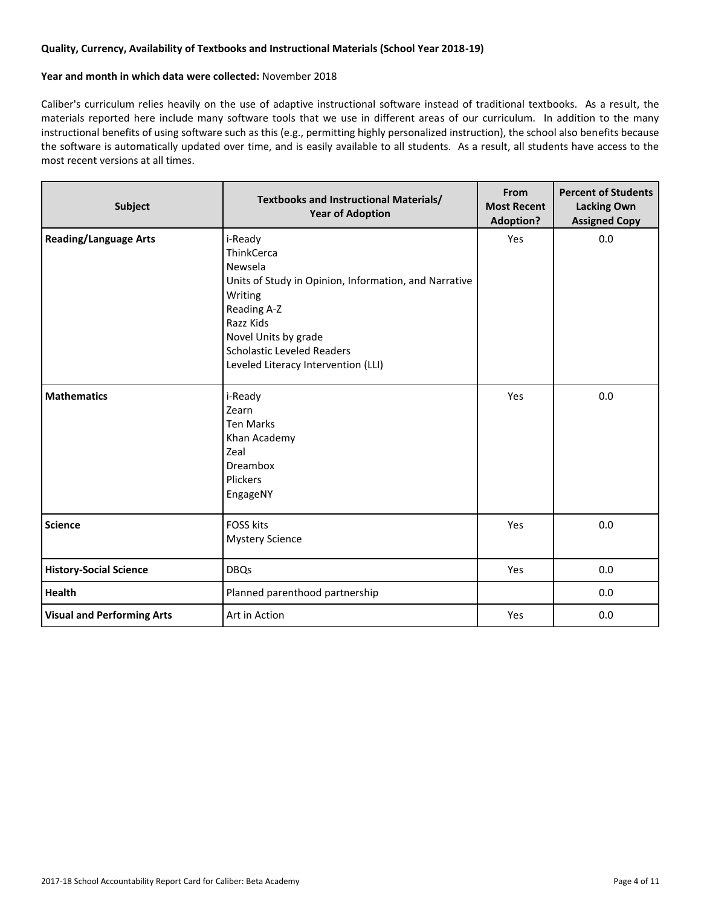**Quality, Currency, Availability of Textbooks and Instructional Materials (School Year 2018-19)**

**Year and month in which data were collected:** November 2018

Caliber's curriculum relies heavily on the use of adaptive instructional software instead of traditional textbooks. As a result, the materials reported here include many software tools that we use in different areas of our curriculum. In addition to the many instructional benefits of using software such as this (e.g., permitting highly personalized instruction), the school also benefits because the software is automatically updated over time, and is easily available to all students. As a result, all students have access to the most recent versions at all times.

| Subject | Textbooks and Instructional Materials/ Year of Adoption | From Most Recent Adoption? | Percent of Students Lacking Own Assigned Copy |
|---|---|---|---|
| **Reading/Language Arts** | i-Ready<br>ThinkCerca<br>Newsela<br>Units of Study in Opinion, Information, and Narrative Writing<br>Reading A-Z<br>Razz Kids<br>Novel Units by grade<br>Scholastic Leveled Readers<br>Leveled Literacy Intervention (LLI) | Yes | 0.0 |
| **Mathematics** | i-Ready<br>Zearn<br>Ten Marks<br>Khan Academy<br>Zeal<br>Dreambox<br>Plickers<br>EngageNY | Yes | 0.0 |
| **Science** | FOSS kits<br>Mystery Science | Yes | 0.0 |
| **History-Social Science** | DBQs | Yes | 0.0 |
| **Health** | Planned parenthood partnership | | 0.0 |
| **Visual and Performing Arts** | Art in Action | Yes | 0.0 |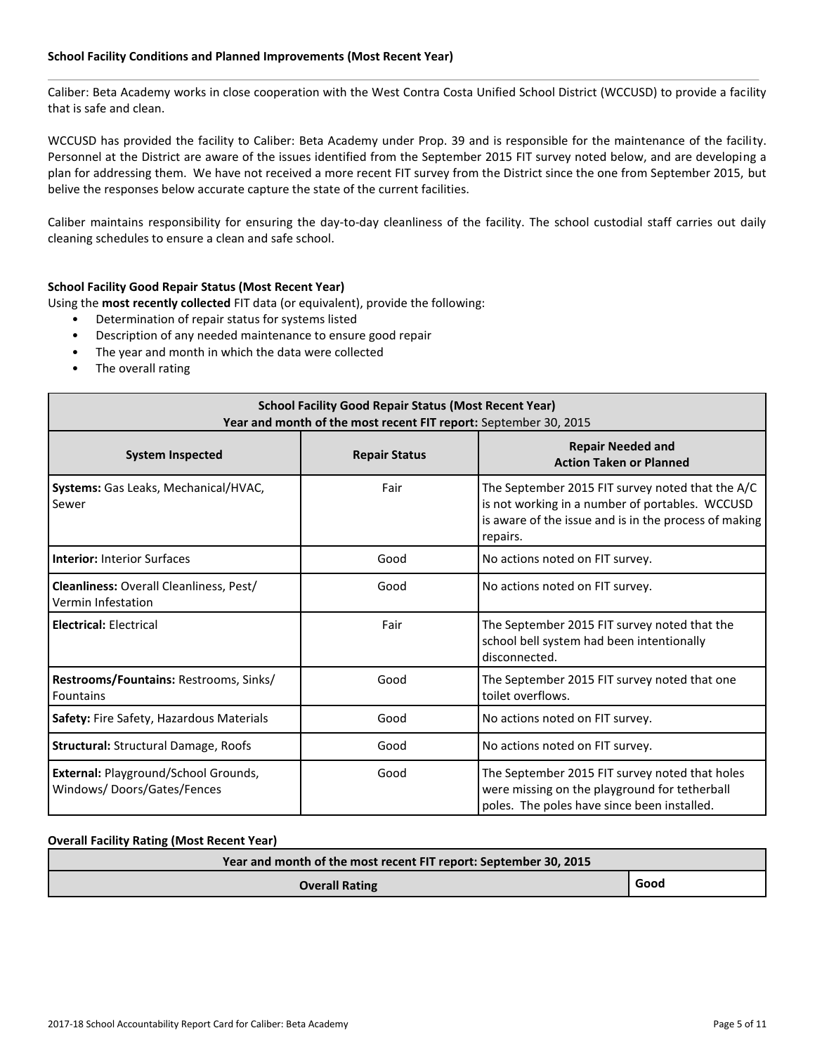### School Facility Conditions and Planned Improvements (Most Recent Year)

Caliber: Beta Academy works in close cooperation with the West Contra Costa Unified School District (WCCUSD) to provide a facility that is safe and clean.

WCCUSD has provided the facility to Caliber: Beta Academy under Prop. 39 and is responsible for the maintenance of the facility. Personnel at the District are aware of the issues identified from the September 2015 FIT survey noted below, and are developing a plan for addressing them. We have not received a more recent FIT survey from the District since the one from September 2015, but belive the responses below accurate capture the state of the current facilities.

Caliber maintains responsibility for ensuring the day-to-day cleanliness of the facility. The school custodial staff carries out daily cleaning schedules to ensure a clean and safe school.

### School Facility Good Repair Status (Most Recent Year)

Using the **most recently collected** FIT data (or equivalent), provide the following:

- Determination of repair status for systems listed
- Description of any needed maintenance to ensure good repair
- The year and month in which the data were collected
- The overall rating

**School Facility Good Repair Status (Most Recent Year)**
**Year and month of the most recent FIT report:** September 30, 2015

| System Inspected | Repair Status | Repair Needed and Action Taken or Planned |
|---|---|---|
| **Systems:** Gas Leaks, Mechanical/HVAC, Sewer | Fair | The September 2015 FIT survey noted that the A/C is not working in a number of portables. WCCUSD is aware of the issue and is in the process of making repairs. |
| **Interior:** Interior Surfaces | Good | No actions noted on FIT survey. |
| **Cleanliness:** Overall Cleanliness, Pest/ Vermin Infestation | Good | No actions noted on FIT survey. |
| **Electrical:** Electrical | Fair | The September 2015 FIT survey noted that the school bell system had been intentionally disconnected. |
| **Restrooms/Fountains:** Restrooms, Sinks/ Fountains | Good | The September 2015 FIT survey noted that one toilet overflows. |
| **Safety:** Fire Safety, Hazardous Materials | Good | No actions noted on FIT survey. |
| **Structural:** Structural Damage, Roofs | Good | No actions noted on FIT survey. |
| **External:** Playground/School Grounds, Windows/ Doors/Gates/Fences | Good | The September 2015 FIT survey noted that holes were missing on the playground for tetherball poles. The poles have since been installed. |

### Overall Facility Rating (Most Recent Year)

| Year and month of the most recent FIT report: September 30, 2015 | |
|---|---|
| **Overall Rating** | **Good** |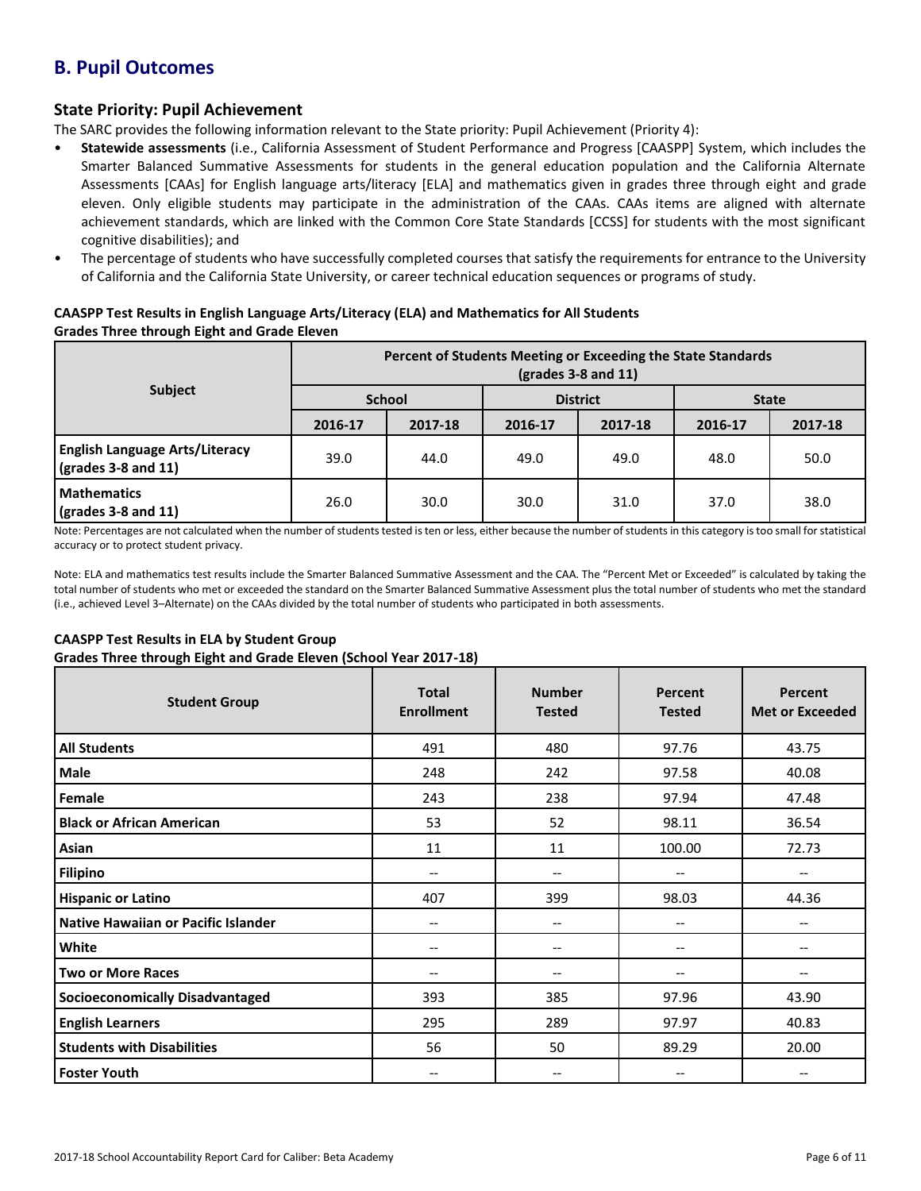## B. Pupil Outcomes

### State Priority: Pupil Achievement

The SARC provides the following information relevant to the State priority: Pupil Achievement (Priority 4):

- **Statewide assessments** (i.e., California Assessment of Student Performance and Progress [CAASPP] System, which includes the Smarter Balanced Summative Assessments for students in the general education population and the California Alternate Assessments [CAAs] for English language arts/literacy [ELA] and mathematics given in grades three through eight and grade eleven. Only eligible students may participate in the administration of the CAAs. CAAs items are aligned with alternate achievement standards, which are linked with the Common Core State Standards [CCSS] for students with the most significant cognitive disabilities); and
- The percentage of students who have successfully completed courses that satisfy the requirements for entrance to the University of California and the California State University, or career technical education sequences or programs of study.

**CAASPP Test Results in English Language Arts/Literacy (ELA) and Mathematics for All Students**
**Grades Three through Eight and Grade Eleven**

| Subject | Percent of Students Meeting or Exceeding the State Standards (grades 3-8 and 11) | | | | | |
|---|---|---|---|---|---|---|
| | School | | District | | State | |
| | 2016-17 | 2017-18 | 2016-17 | 2017-18 | 2016-17 | 2017-18 |
| **English Language Arts/Literacy (grades 3-8 and 11)** | 39.0 | 44.0 | 49.0 | 49.0 | 48.0 | 50.0 |
| **Mathematics (grades 3-8 and 11)** | 26.0 | 30.0 | 30.0 | 31.0 | 37.0 | 38.0 |

Note: Percentages are not calculated when the number of students tested is ten or less, either because the number of students in this category is too small for statistical accuracy or to protect student privacy.

Note: ELA and mathematics test results include the Smarter Balanced Summative Assessment and the CAA. The "Percent Met or Exceeded" is calculated by taking the total number of students who met or exceeded the standard on the Smarter Balanced Summative Assessment plus the total number of students who met the standard (i.e., achieved Level 3–Alternate) on the CAAs divided by the total number of students who participated in both assessments.

**CAASPP Test Results in ELA by Student Group**
**Grades Three through Eight and Grade Eleven (School Year 2017-18)**

| Student Group | Total Enrollment | Number Tested | Percent Tested | Percent Met or Exceeded |
|---|---|---|---|---|
| **All Students** | 491 | 480 | 97.76 | 43.75 |
| **Male** | 248 | 242 | 97.58 | 40.08 |
| **Female** | 243 | 238 | 97.94 | 47.48 |
| **Black or African American** | 53 | 52 | 98.11 | 36.54 |
| **Asian** | 11 | 11 | 100.00 | 72.73 |
| **Filipino** | -- | -- | -- | -- |
| **Hispanic or Latino** | 407 | 399 | 98.03 | 44.36 |
| **Native Hawaiian or Pacific Islander** | -- | -- | -- | -- |
| **White** | -- | -- | -- | -- |
| **Two or More Races** | -- | -- | -- | -- |
| **Socioeconomically Disadvantaged** | 393 | 385 | 97.96 | 43.90 |
| **English Learners** | 295 | 289 | 97.97 | 40.83 |
| **Students with Disabilities** | 56 | 50 | 89.29 | 20.00 |
| **Foster Youth** | -- | -- | -- | -- |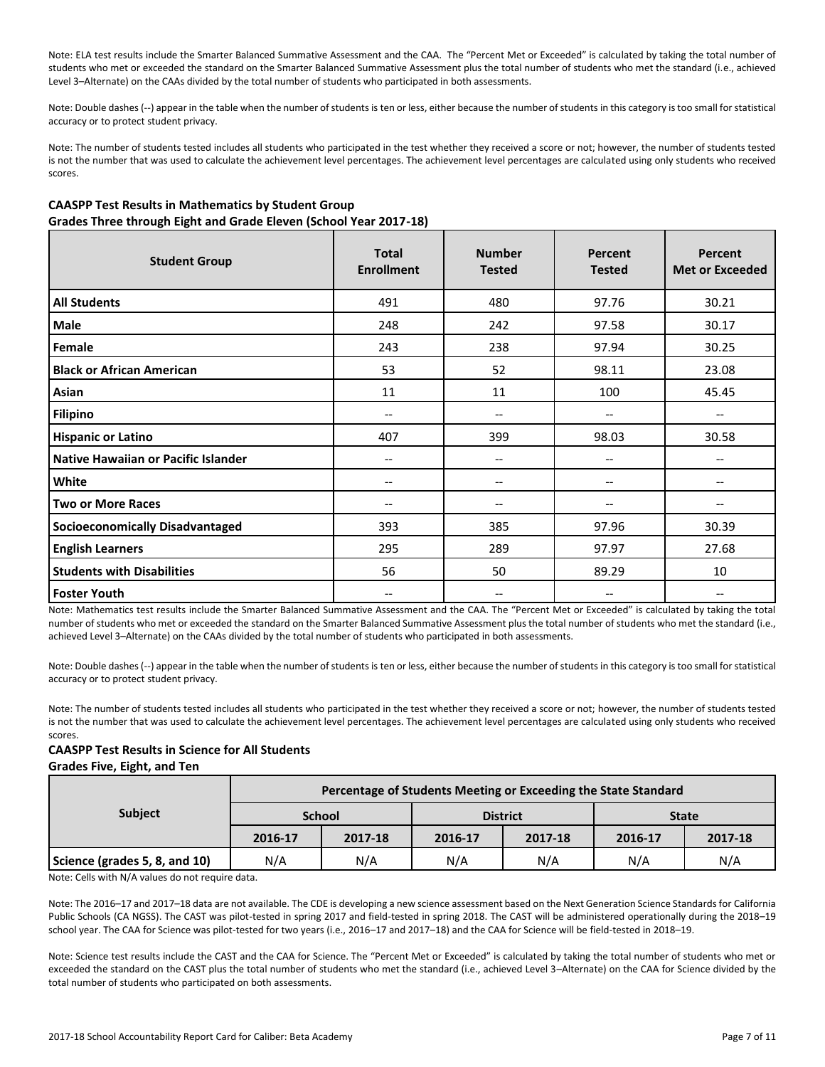Note: ELA test results include the Smarter Balanced Summative Assessment and the CAA. The "Percent Met or Exceeded" is calculated by taking the total number of students who met or exceeded the standard on the Smarter Balanced Summative Assessment plus the total number of students who met the standard (i.e., achieved Level 3–Alternate) on the CAAs divided by the total number of students who participated in both assessments.

Note: Double dashes (--) appear in the table when the number of students is ten or less, either because the number of students in this category is too small for statistical accuracy or to protect student privacy.

Note: The number of students tested includes all students who participated in the test whether they received a score or not; however, the number of students tested is not the number that was used to calculate the achievement level percentages. The achievement level percentages are calculated using only students who received scores.

**CAASPP Test Results in Mathematics by Student Group**
**Grades Three through Eight and Grade Eleven (School Year 2017-18)**

| Student Group | Total Enrollment | Number Tested | Percent Tested | Percent Met or Exceeded |
|---|---|---|---|---|
| **All Students** | 491 | 480 | 97.76 | 30.21 |
| **Male** | 248 | 242 | 97.58 | 30.17 |
| **Female** | 243 | 238 | 97.94 | 30.25 |
| **Black or African American** | 53 | 52 | 98.11 | 23.08 |
| **Asian** | 11 | 11 | 100 | 45.45 |
| **Filipino** | -- | -- | -- | -- |
| **Hispanic or Latino** | 407 | 399 | 98.03 | 30.58 |
| **Native Hawaiian or Pacific Islander** | -- | -- | -- | -- |
| **White** | -- | -- | -- | -- |
| **Two or More Races** | -- | -- | -- | -- |
| **Socioeconomically Disadvantaged** | 393 | 385 | 97.96 | 30.39 |
| **English Learners** | 295 | 289 | 97.97 | 27.68 |
| **Students with Disabilities** | 56 | 50 | 89.29 | 10 |
| **Foster Youth** | -- | -- | -- | -- |

Note: Mathematics test results include the Smarter Balanced Summative Assessment and the CAA. The "Percent Met or Exceeded" is calculated by taking the total number of students who met or exceeded the standard on the Smarter Balanced Summative Assessment plus the total number of students who met the standard (i.e., achieved Level 3–Alternate) on the CAAs divided by the total number of students who participated in both assessments.

Note: Double dashes (--) appear in the table when the number of students is ten or less, either because the number of students in this category is too small for statistical accuracy or to protect student privacy.

Note: The number of students tested includes all students who participated in the test whether they received a score or not; however, the number of students tested is not the number that was used to calculate the achievement level percentages. The achievement level percentages are calculated using only students who received scores.

**CAASPP Test Results in Science for All Students**
**Grades Five, Eight, and Ten**

| Subject | Percentage of Students Meeting or Exceeding the State Standard | | | | | |
|---|---|---|---|---|---|---|
| | School | | District | | State | |
| | 2016-17 | 2017-18 | 2016-17 | 2017-18 | 2016-17 | 2017-18 |
| **Science (grades 5, 8, and 10)** | N/A | N/A | N/A | N/A | N/A | N/A |

Note: Cells with N/A values do not require data.

Note: The 2016–17 and 2017–18 data are not available. The CDE is developing a new science assessment based on the Next Generation Science Standards for California Public Schools (CA NGSS). The CAST was pilot-tested in spring 2017 and field-tested in spring 2018. The CAST will be administered operationally during the 2018–19 school year. The CAA for Science was pilot-tested for two years (i.e., 2016–17 and 2017–18) and the CAA for Science will be field-tested in 2018–19.

Note: Science test results include the CAST and the CAA for Science. The "Percent Met or Exceeded" is calculated by taking the total number of students who met or exceeded the standard on the CAST plus the total number of students who met the standard (i.e., achieved Level 3–Alternate) on the CAA for Science divided by the total number of students who participated on both assessments.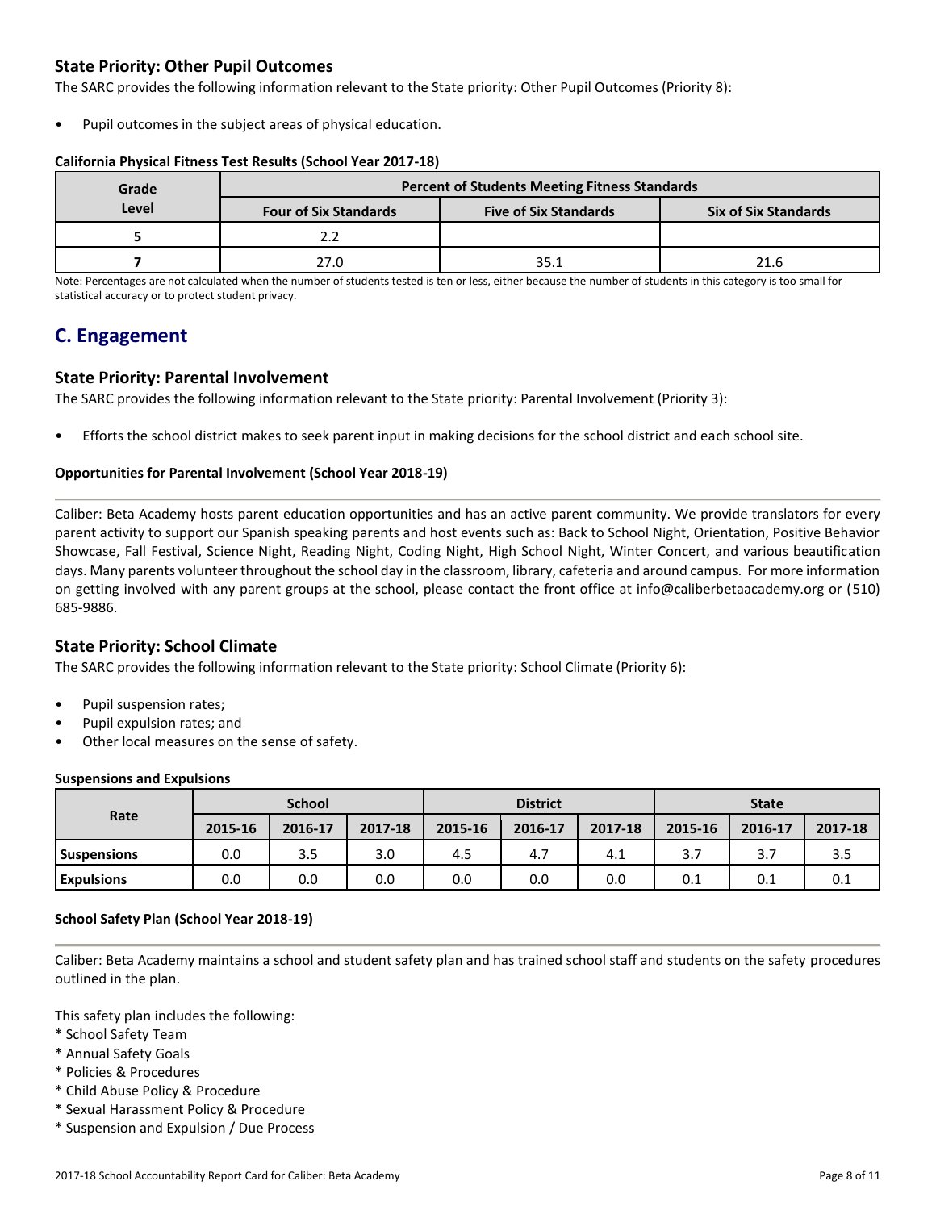### State Priority: Other Pupil Outcomes

The SARC provides the following information relevant to the State priority: Other Pupil Outcomes (Priority 8):

- Pupil outcomes in the subject areas of physical education.

**California Physical Fitness Test Results (School Year 2017-18)**

| Grade Level | Percent of Students Meeting Fitness Standards | | |
|---|---|---|---|
| | Four of Six Standards | Five of Six Standards | Six of Six Standards |
| 5 | 2.2 | | |
| 7 | 27.0 | 35.1 | 21.6 |

Note: Percentages are not calculated when the number of students tested is ten or less, either because the number of students in this category is too small for statistical accuracy or to protect student privacy.

## C. Engagement

### State Priority: Parental Involvement

The SARC provides the following information relevant to the State priority: Parental Involvement (Priority 3):

- Efforts the school district makes to seek parent input in making decisions for the school district and each school site.

**Opportunities for Parental Involvement (School Year 2018-19)**

Caliber: Beta Academy hosts parent education opportunities and has an active parent community. We provide translators for every parent activity to support our Spanish speaking parents and host events such as: Back to School Night, Orientation, Positive Behavior Showcase, Fall Festival, Science Night, Reading Night, Coding Night, High School Night, Winter Concert, and various beautification days. Many parents volunteer throughout the school day in the classroom, library, cafeteria and around campus. For more information on getting involved with any parent groups at the school, please contact the front office at info@caliberbetaacademy.org or (510) 685-9886.

### State Priority: School Climate

The SARC provides the following information relevant to the State priority: School Climate (Priority 6):

- Pupil suspension rates;
- Pupil expulsion rates; and
- Other local measures on the sense of safety.

**Suspensions and Expulsions**

| Rate | School | | | District | | | State | | |
|---|---|---|---|---|---|---|---|---|---|
| | 2015-16 | 2016-17 | 2017-18 | 2015-16 | 2016-17 | 2017-18 | 2015-16 | 2016-17 | 2017-18 |
| Suspensions | 0.0 | 3.5 | 3.0 | 4.5 | 4.7 | 4.1 | 3.7 | 3.7 | 3.5 |
| Expulsions | 0.0 | 0.0 | 0.0 | 0.0 | 0.0 | 0.0 | 0.1 | 0.1 | 0.1 |

**School Safety Plan (School Year 2018-19)**

Caliber: Beta Academy maintains a school and student safety plan and has trained school staff and students on the safety procedures outlined in the plan.

This safety plan includes the following:
* School Safety Team
* Annual Safety Goals
* Policies & Procedures
* Child Abuse Policy & Procedure
* Sexual Harassment Policy & Procedure
* Suspension and Expulsion / Due Process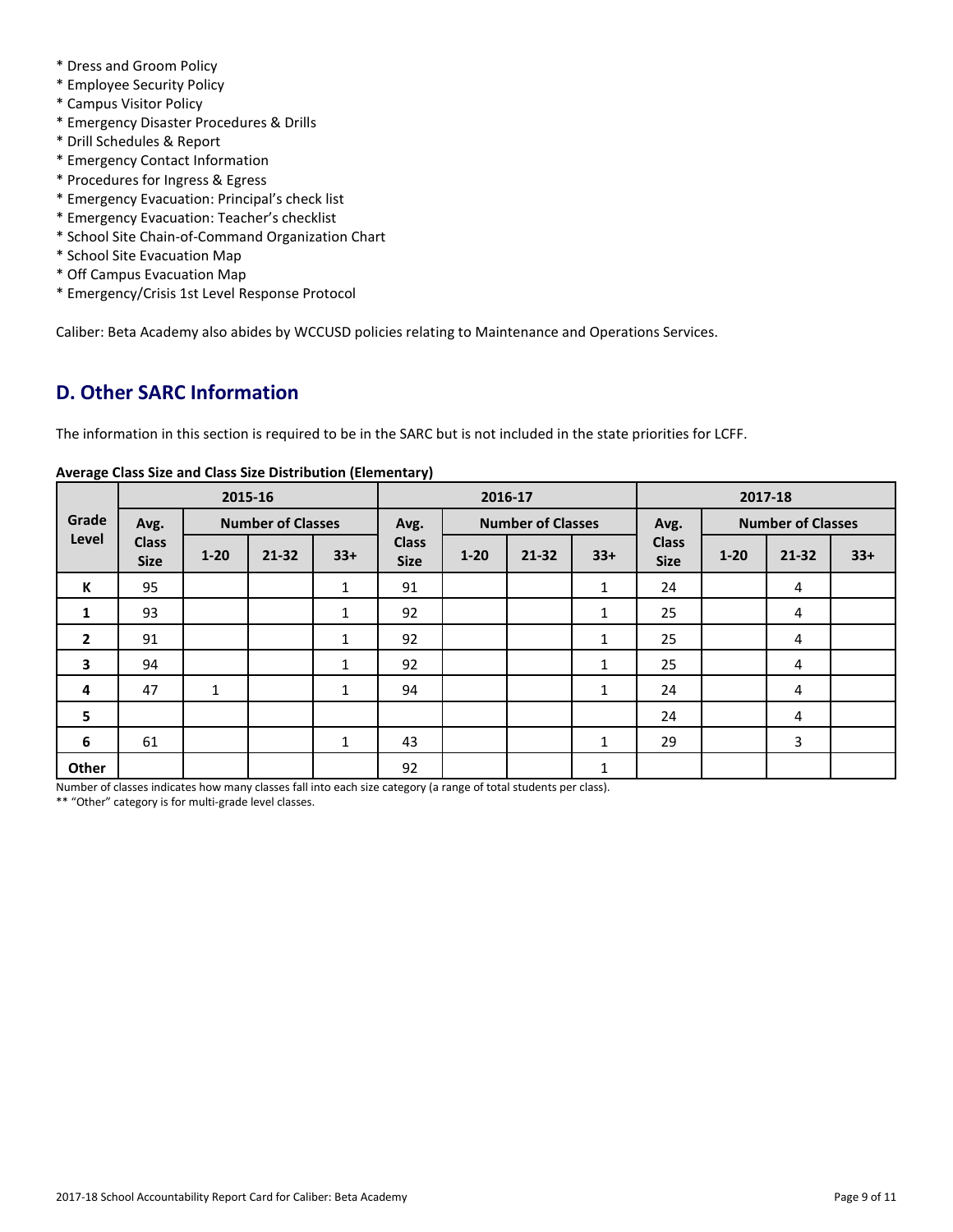* Dress and Groom Policy
* Employee Security Policy
* Campus Visitor Policy
* Emergency Disaster Procedures & Drills
* Drill Schedules & Report
* Emergency Contact Information
* Procedures for Ingress & Egress
* Emergency Evacuation: Principal's check list
* Emergency Evacuation: Teacher's checklist
* School Site Chain-of-Command Organization Chart
* School Site Evacuation Map
* Off Campus Evacuation Map
* Emergency/Crisis 1st Level Response Protocol

Caliber: Beta Academy also abides by WCCUSD policies relating to Maintenance and Operations Services.

## D. Other SARC Information

The information in this section is required to be in the SARC but is not included in the state priorities for LCFF.

**Average Class Size and Class Size Distribution (Elementary)**

| Grade Level | 2015-16 | | | | 2016-17 | | | | 2017-18 | | | |
|---|---|---|---|---|---|---|---|---|---|---|---|---|
| | Avg. Class Size | Number of Classes | | | Avg. Class Size | Number of Classes | | | Avg. Class Size | Number of Classes | | |
| | | 1-20 | 21-32 | 33+ | | 1-20 | 21-32 | 33+ | | 1-20 | 21-32 | 33+ |
| K | 95 | | | 1 | 91 | | | 1 | 24 | | 4 | |
| 1 | 93 | | | 1 | 92 | | | 1 | 25 | | 4 | |
| 2 | 91 | | | 1 | 92 | | | 1 | 25 | | 4 | |
| 3 | 94 | | | 1 | 92 | | | 1 | 25 | | 4 | |
| 4 | 47 | 1 | | 1 | 94 | | | 1 | 24 | | 4 | |
| 5 | | | | | | | | | 24 | | 4 | |
| 6 | 61 | | | 1 | 43 | | | 1 | 29 | | 3 | |
| Other | | | | | 92 | | | 1 | | | | |

Number of classes indicates how many classes fall into each size category (a range of total students per class).

** "Other" category is for multi-grade level classes.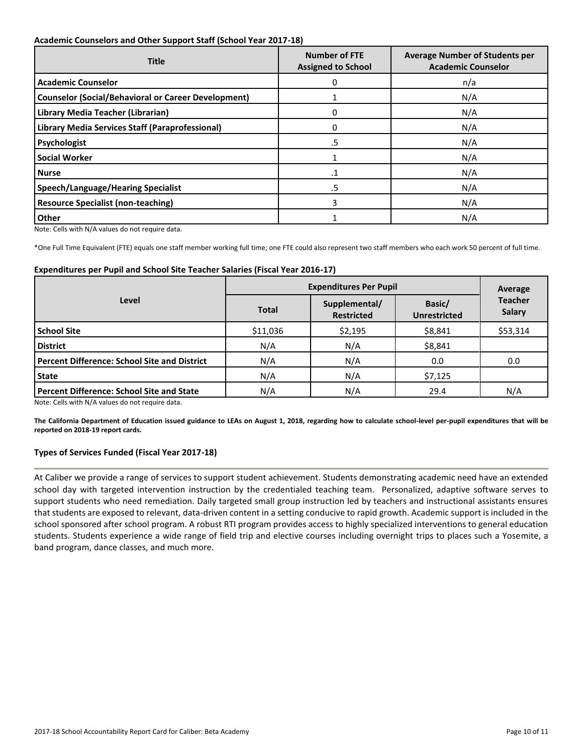**Academic Counselors and Other Support Staff (School Year 2017-18)**

| Title | Number of FTE Assigned to School | Average Number of Students per Academic Counselor |
|---|---|---|
| **Academic Counselor** | 0 | n/a |
| **Counselor (Social/Behavioral or Career Development)** | 1 | N/A |
| **Library Media Teacher (Librarian)** | 0 | N/A |
| **Library Media Services Staff (Paraprofessional)** | 0 | N/A |
| **Psychologist** | .5 | N/A |
| **Social Worker** | 1 | N/A |
| **Nurse** | .1 | N/A |
| **Speech/Language/Hearing Specialist** | .5 | N/A |
| **Resource Specialist (non-teaching)** | 3 | N/A |
| **Other** | 1 | N/A |

Note: Cells with N/A values do not require data.

*One Full Time Equivalent (FTE) equals one staff member working full time; one FTE could also represent two staff members who each work 50 percent of full time.

**Expenditures per Pupil and School Site Teacher Salaries (Fiscal Year 2016-17)**

| Level | Expenditures Per Pupil | | | Average Teacher Salary |
|---|---|---|---|---|
| | Total | Supplemental/ Restricted | Basic/ Unrestricted | |
| **School Site** | $11,036 | $2,195 | $8,841 | $53,314 |
| **District** | N/A | N/A | $8,841 | |
| **Percent Difference: School Site and District** | N/A | N/A | 0.0 | 0.0 |
| **State** | N/A | N/A | $7,125 | |
| **Percent Difference: School Site and State** | N/A | N/A | 29.4 | N/A |

Note: Cells with N/A values do not require data.

**The California Department of Education issued guidance to LEAs on August 1, 2018, regarding how to calculate school-level per-pupil expenditures that will be reported on 2018-19 report cards.**

**Types of Services Funded (Fiscal Year 2017-18)**

At Caliber we provide a range of services to support student achievement. Students demonstrating academic need have an extended school day with targeted intervention instruction by the credentialed teaching team. Personalized, adaptive software serves to support students who need remediation. Daily targeted small group instruction led by teachers and instructional assistants ensures that students are exposed to relevant, data-driven content in a setting conducive to rapid growth. Academic support is included in the school sponsored after school program. A robust RTI program provides access to highly specialized interventions to general education students. Students experience a wide range of field trip and elective courses including overnight trips to places such a Yosemite, a band program, dance classes, and much more.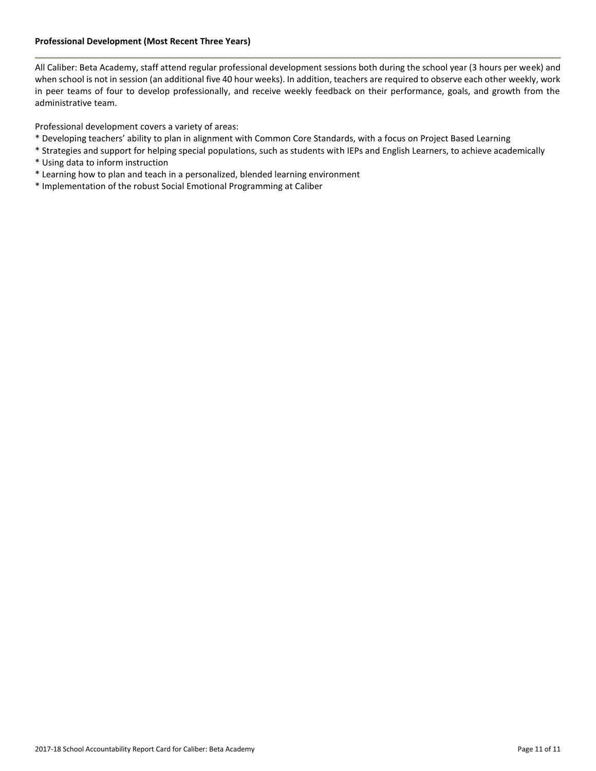**Professional Development (Most Recent Three Years)**

All Caliber: Beta Academy, staff attend regular professional development sessions both during the school year (3 hours per week) and when school is not in session (an additional five 40 hour weeks). In addition, teachers are required to observe each other weekly, work in peer teams of four to develop professionally, and receive weekly feedback on their performance, goals, and growth from the administrative team.

Professional development covers a variety of areas:

* Developing teachers' ability to plan in alignment with Common Core Standards, with a focus on Project Based Learning
* Strategies and support for helping special populations, such as students with IEPs and English Learners, to achieve academically
* Using data to inform instruction
* Learning how to plan and teach in a personalized, blended learning environment
* Implementation of the robust Social Emotional Programming at Caliber